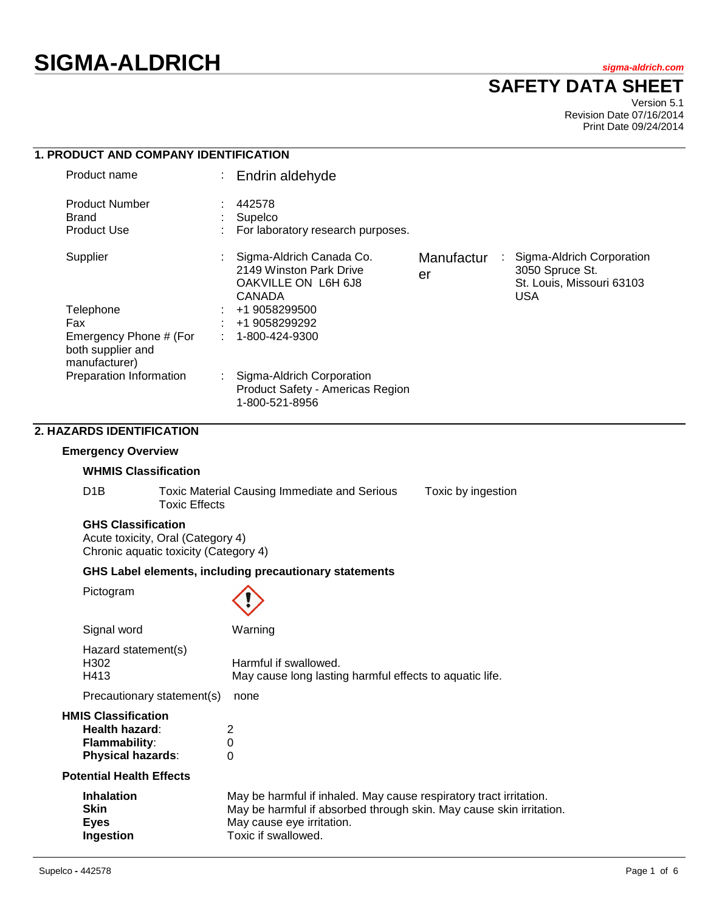# SIGMA-ALDRICH

sigma-aldrich.com

## SAFETY DATA SHEET

Version 5.1
Revision Date 07/16/2014
Print Date 09/24/2014

## 1. PRODUCT AND COMPANY IDENTIFICATION

| | | |
|---|---|---|
| Product name | : | Endrin aldehyde |
| Product Number | : | 442578 |
| Brand | : | Supelco |
| Product Use | : | For laboratory research purposes. |
| Supplier | : | Sigma-Aldrich Canada Co.<br>2149 Winston Park Drive<br>OAKVILLE ON L6H 6J8<br>CANADA |
| Manufacturer | : | Sigma-Aldrich Corporation<br>3050 Spruce St.<br>St. Louis, Missouri 63103<br>USA |
| Telephone | : | +1 9058299500 |
| Fax | : | +1 9058299292 |
| Emergency Phone # (For both supplier and manufacturer) | : | 1-800-424-9300 |
| Preparation Information | : | Sigma-Aldrich Corporation<br>Product Safety - Americas Region<br>1-800-521-8956 |

## 2. HAZARDS IDENTIFICATION

### Emergency Overview

**WHMIS Classification**

| | | |
|---|---|---|
| D1B | Toxic Material Causing Immediate and Serious Toxic Effects | Toxic by ingestion |

**GHS Classification**

Acute toxicity, Oral (Category 4)
Chronic aquatic toxicity (Category 4)

**GHS Label elements, including precautionary statements**

Pictogram

Signal word: Warning

Hazard statement(s)

| | |
|---|---|
| H302 | Harmful if swallowed. |
| H413 | May cause long lasting harmful effects to aquatic life. |

Precautionary statement(s): none

**HMIS Classification**

| | |
|---|---|
| **Health hazard**: | 2 |
| **Flammability**: | 0 |
| **Physical hazards**: | 0 |

**Potential Health Effects**

| | |
|---|---|
| **Inhalation** | May be harmful if inhaled. May cause respiratory tract irritation. |
| **Skin** | May be harmful if absorbed through skin. May cause skin irritation. |
| **Eyes** | May cause eye irritation. |
| **Ingestion** | Toxic if swallowed. |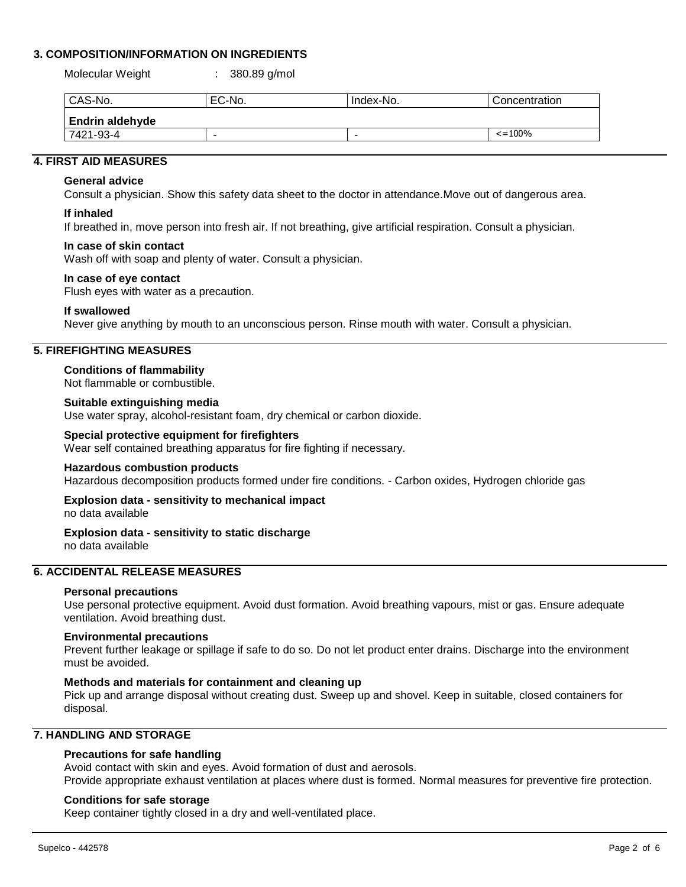## 3. COMPOSITION/INFORMATION ON INGREDIENTS

Molecular Weight : 380.89 g/mol

| CAS-No. | EC-No. | Index-No. | Concentration |
|---|---|---|---|
| **Endrin aldehyde** | | | |
| 7421-93-4 | - | - | <=100% |

## 4. FIRST AID MEASURES

### General advice

Consult a physician. Show this safety data sheet to the doctor in attendance.Move out of dangerous area.

### If inhaled

If breathed in, move person into fresh air. If not breathing, give artificial respiration. Consult a physician.

### In case of skin contact

Wash off with soap and plenty of water. Consult a physician.

### In case of eye contact

Flush eyes with water as a precaution.

### If swallowed

Never give anything by mouth to an unconscious person. Rinse mouth with water. Consult a physician.

## 5. FIREFIGHTING MEASURES

### Conditions of flammability

Not flammable or combustible.

### Suitable extinguishing media

Use water spray, alcohol-resistant foam, dry chemical or carbon dioxide.

### Special protective equipment for firefighters

Wear self contained breathing apparatus for fire fighting if necessary.

### Hazardous combustion products

Hazardous decomposition products formed under fire conditions. - Carbon oxides, Hydrogen chloride gas

### Explosion data - sensitivity to mechanical impact

no data available

### Explosion data - sensitivity to static discharge

no data available

## 6. ACCIDENTAL RELEASE MEASURES

### Personal precautions

Use personal protective equipment. Avoid dust formation. Avoid breathing vapours, mist or gas. Ensure adequate ventilation. Avoid breathing dust.

### Environmental precautions

Prevent further leakage or spillage if safe to do so. Do not let product enter drains. Discharge into the environment must be avoided.

### Methods and materials for containment and cleaning up

Pick up and arrange disposal without creating dust. Sweep up and shovel. Keep in suitable, closed containers for disposal.

## 7. HANDLING AND STORAGE

### Precautions for safe handling

Avoid contact with skin and eyes. Avoid formation of dust and aerosols.
Provide appropriate exhaust ventilation at places where dust is formed. Normal measures for preventive fire protection.

### Conditions for safe storage

Keep container tightly closed in a dry and well-ventilated place.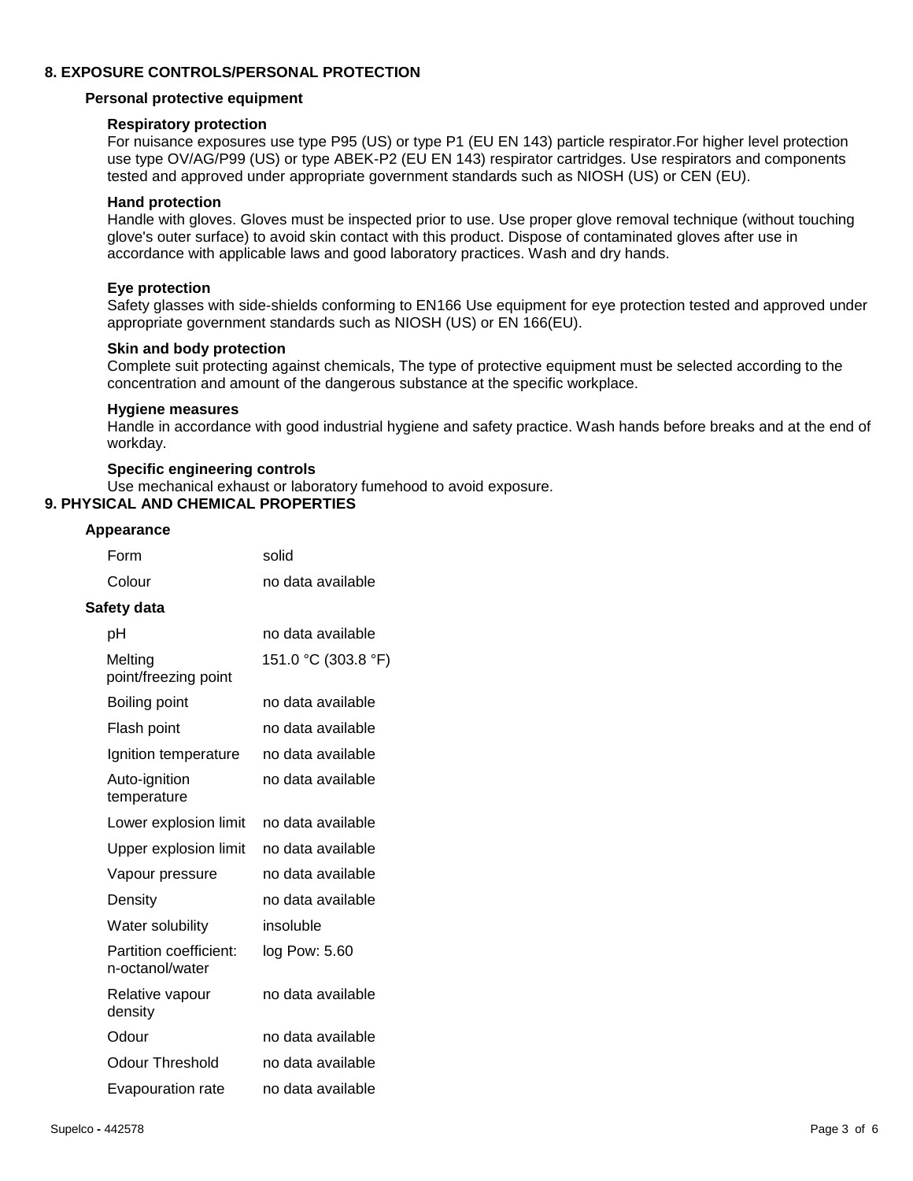## 8. EXPOSURE CONTROLS/PERSONAL PROTECTION

### Personal protective equipment

**Respiratory protection**

For nuisance exposures use type P95 (US) or type P1 (EU EN 143) particle respirator.For higher level protection use type OV/AG/P99 (US) or type ABEK-P2 (EU EN 143) respirator cartridges. Use respirators and components tested and approved under appropriate government standards such as NIOSH (US) or CEN (EU).

**Hand protection**

Handle with gloves. Gloves must be inspected prior to use. Use proper glove removal technique (without touching glove's outer surface) to avoid skin contact with this product. Dispose of contaminated gloves after use in accordance with applicable laws and good laboratory practices. Wash and dry hands.

**Eye protection**

Safety glasses with side-shields conforming to EN166 Use equipment for eye protection tested and approved under appropriate government standards such as NIOSH (US) or EN 166(EU).

**Skin and body protection**

Complete suit protecting against chemicals, The type of protective equipment must be selected according to the concentration and amount of the dangerous substance at the specific workplace.

**Hygiene measures**

Handle in accordance with good industrial hygiene and safety practice. Wash hands before breaks and at the end of workday.

**Specific engineering controls**

Use mechanical exhaust or laboratory fumehood to avoid exposure.

## 9. PHYSICAL AND CHEMICAL PROPERTIES

### Appearance

| | |
|---|---|
| Form | solid |
| Colour | no data available |

### Safety data

| | |
|---|---|
| pH | no data available |
| Melting point/freezing point | 151.0 °C (303.8 °F) |
| Boiling point | no data available |
| Flash point | no data available |
| Ignition temperature | no data available |
| Auto-ignition temperature | no data available |
| Lower explosion limit | no data available |
| Upper explosion limit | no data available |
| Vapour pressure | no data available |
| Density | no data available |
| Water solubility | insoluble |
| Partition coefficient: n-octanol/water | log Pow: 5.60 |
| Relative vapour density | no data available |
| Odour | no data available |
| Odour Threshold | no data available |
| Evapouration rate | no data available |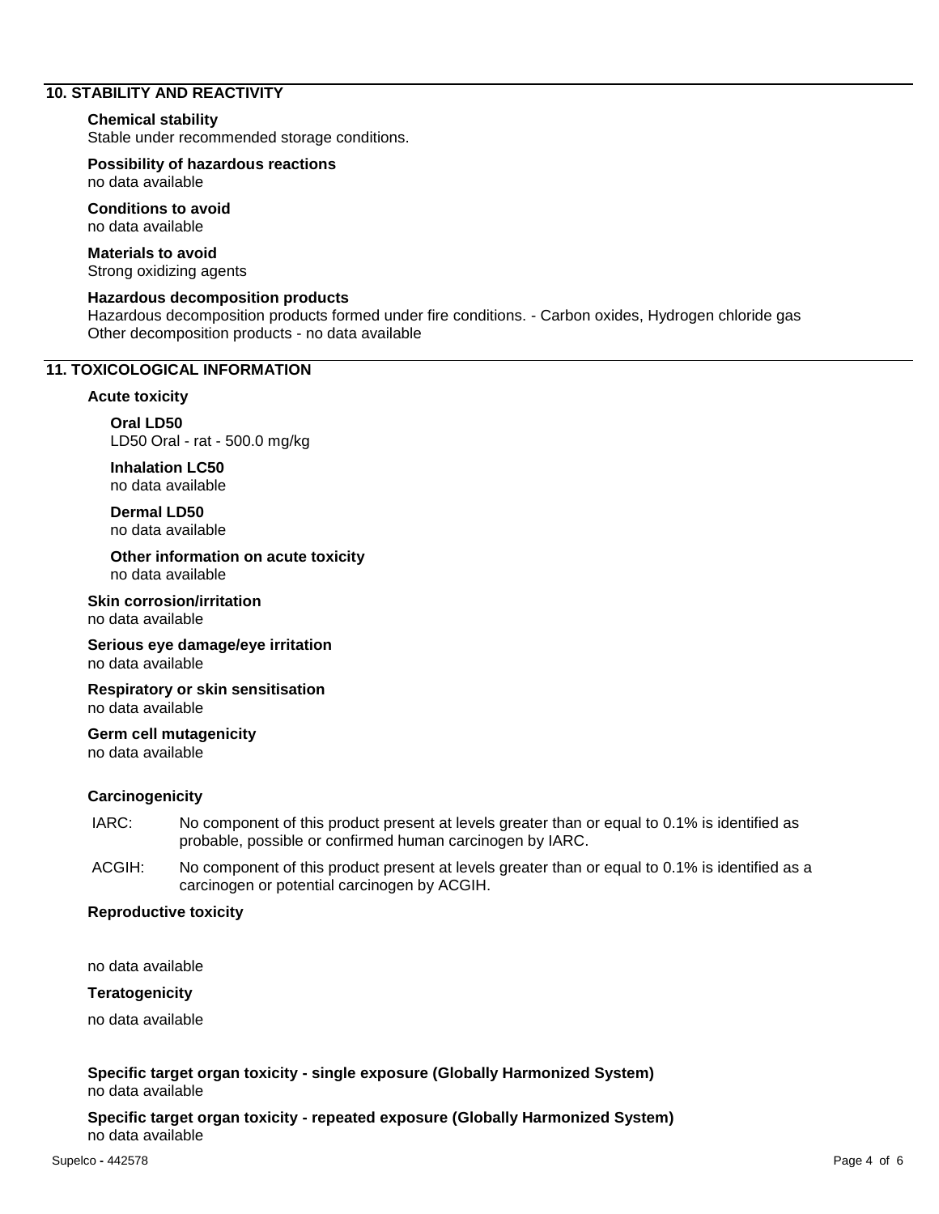## 10. STABILITY AND REACTIVITY

**Chemical stability**
Stable under recommended storage conditions.

**Possibility of hazardous reactions**
no data available

**Conditions to avoid**
no data available

**Materials to avoid**
Strong oxidizing agents

**Hazardous decomposition products**
Hazardous decomposition products formed under fire conditions. - Carbon oxides, Hydrogen chloride gas
Other decomposition products - no data available

## 11. TOXICOLOGICAL INFORMATION

**Acute toxicity**

**Oral LD50**
LD50 Oral - rat - 500.0 mg/kg

**Inhalation LC50**
no data available

**Dermal LD50**
no data available

**Other information on acute toxicity**
no data available

**Skin corrosion/irritation**
no data available

**Serious eye damage/eye irritation**
no data available

**Respiratory or skin sensitisation**
no data available

**Germ cell mutagenicity**
no data available

**Carcinogenicity**

IARC: No component of this product present at levels greater than or equal to 0.1% is identified as probable, possible or confirmed human carcinogen by IARC.

ACGIH: No component of this product present at levels greater than or equal to 0.1% is identified as a carcinogen or potential carcinogen by ACGIH.

**Reproductive toxicity**

no data available

**Teratogenicity**

no data available

**Specific target organ toxicity - single exposure (Globally Harmonized System)**
no data available

**Specific target organ toxicity - repeated exposure (Globally Harmonized System)**
no data available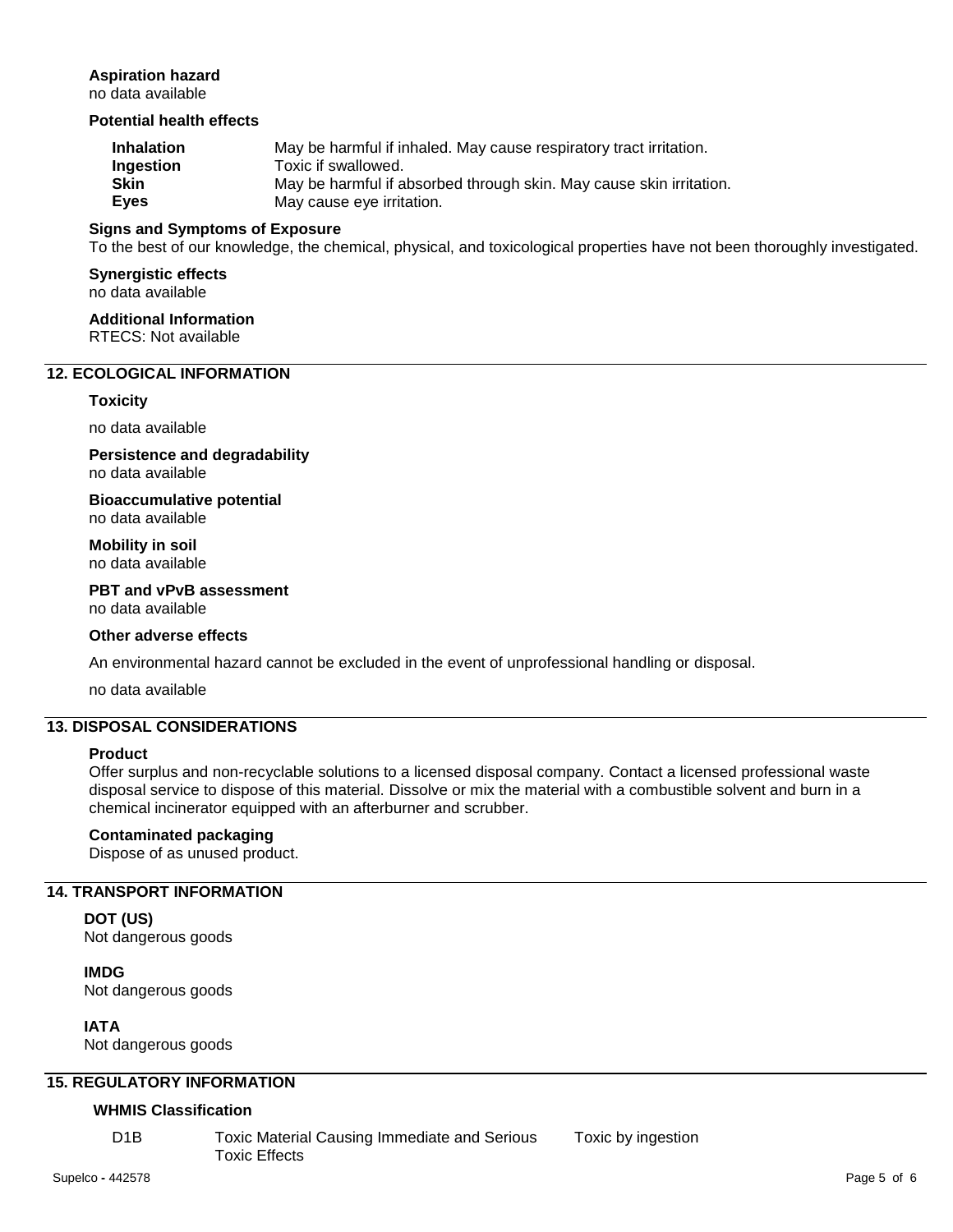**Aspiration hazard**
no data available

**Potential health effects**

| | |
|---|---|
| **Inhalation** | May be harmful if inhaled. May cause respiratory tract irritation. |
| **Ingestion** | Toxic if swallowed. |
| **Skin** | May be harmful if absorbed through skin. May cause skin irritation. |
| **Eyes** | May cause eye irritation. |

**Signs and Symptoms of Exposure**
To the best of our knowledge, the chemical, physical, and toxicological properties have not been thoroughly investigated.

**Synergistic effects**
no data available

**Additional Information**
RTECS: Not available

## 12. ECOLOGICAL INFORMATION

**Toxicity**

no data available

**Persistence and degradability**
no data available

**Bioaccumulative potential**
no data available

**Mobility in soil**
no data available

**PBT and vPvB assessment**
no data available

**Other adverse effects**

An environmental hazard cannot be excluded in the event of unprofessional handling or disposal.

no data available

## 13. DISPOSAL CONSIDERATIONS

**Product**
Offer surplus and non-recyclable solutions to a licensed disposal company. Contact a licensed professional waste disposal service to dispose of this material. Dissolve or mix the material with a combustible solvent and burn in a chemical incinerator equipped with an afterburner and scrubber.

**Contaminated packaging**
Dispose of as unused product.

## 14. TRANSPORT INFORMATION

**DOT (US)**
Not dangerous goods

**IMDG**
Not dangerous goods

**IATA**
Not dangerous goods

## 15. REGULATORY INFORMATION

**WHMIS Classification**

| | | |
|---|---|---|
| D1B | Toxic Material Causing Immediate and Serious Toxic Effects | Toxic by ingestion |

Supelco - 442578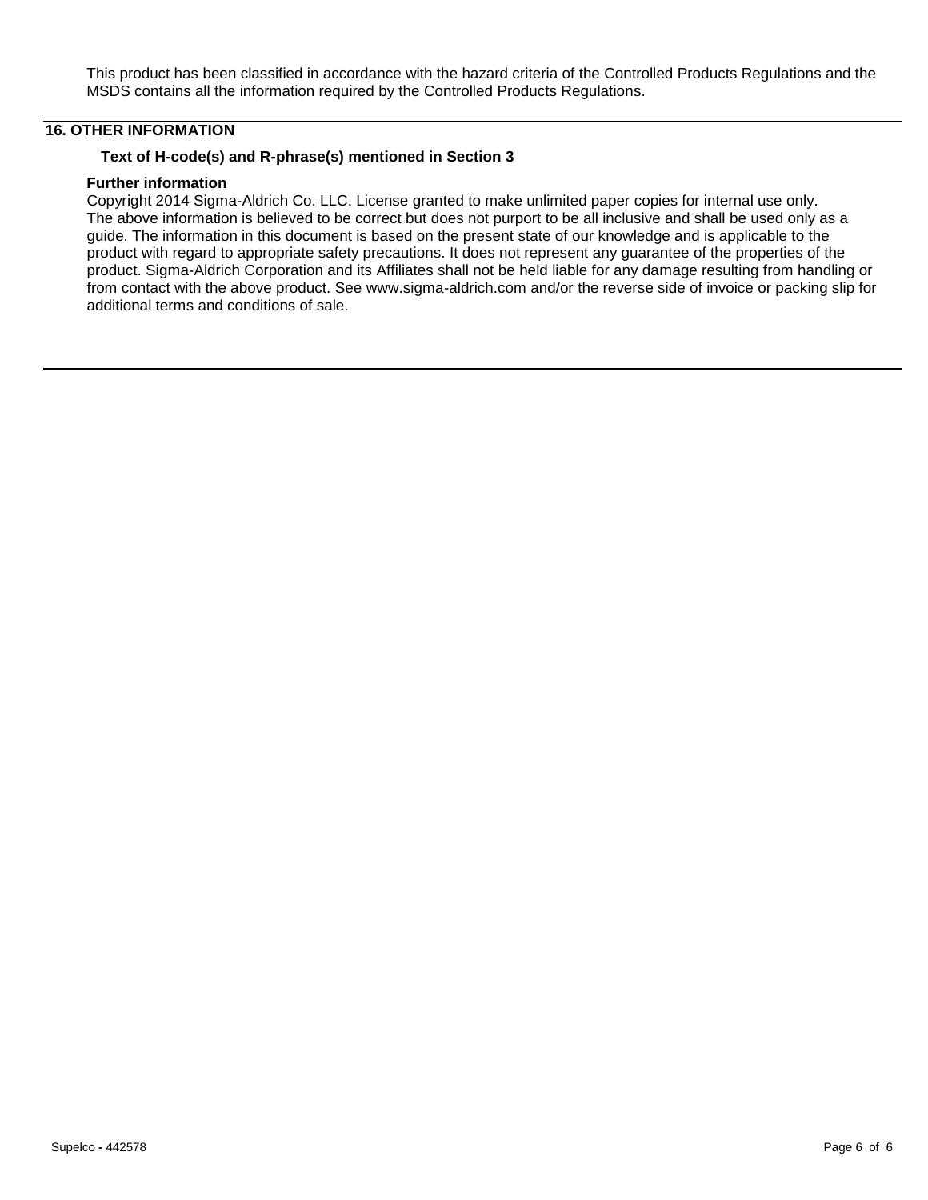This product has been classified in accordance with the hazard criteria of the Controlled Products Regulations and the MSDS contains all the information required by the Controlled Products Regulations.

## 16. OTHER INFORMATION

**Text of H-code(s) and R-phrase(s) mentioned in Section 3**

**Further information**

Copyright 2014 Sigma-Aldrich Co. LLC. License granted to make unlimited paper copies for internal use only.
The above information is believed to be correct but does not purport to be all inclusive and shall be used only as a guide. The information in this document is based on the present state of our knowledge and is applicable to the product with regard to appropriate safety precautions. It does not represent any guarantee of the properties of the product. Sigma-Aldrich Corporation and its Affiliates shall not be held liable for any damage resulting from handling or from contact with the above product. See www.sigma-aldrich.com and/or the reverse side of invoice or packing slip for additional terms and conditions of sale.